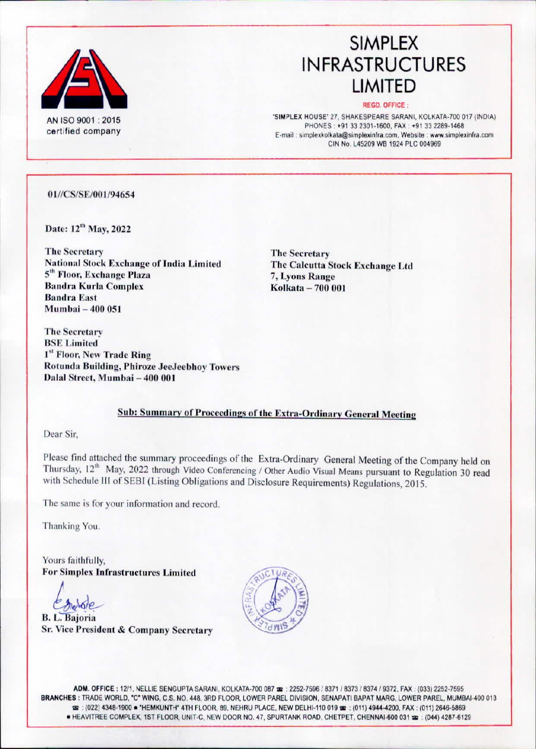# SIMPLEX INFRASTRUCTURES LIMITED

AN ISO 9001 : 2015 certified company

REGD. OFFICE :
'SIMPLEX HOUSE' 27, SHAKESPEARE SARANI, KOLKATA-700 017 (INDIA)
PHONES : +91 33 2301-1600, FAX : +91 33 2289-1468
E-mail : simplexkolkata@simplexinfra.com, Website : www.simplexinfra.com
CIN No. L45209 WB 1924 PLC 004969

**01//CS/SE/001/94654**

**Date: 12th May, 2022**

**The Secretary**
**National Stock Exchange of India Limited**
**5th Floor, Exchange Plaza**
**Bandra Kurla Complex**
**Bandra East**
**Mumbai – 400 051**

**The Secretary**
**The Calcutta Stock Exchange Ltd**
**7, Lyons Range**
**Kolkata – 700 001**

**The Secretary**
**BSE Limited**
**1st Floor, New Trade Ring**
**Rotunda Building, Phiroze JeeJeebhoy Towers**
**Dalal Street, Mumbai – 400 001**

**Sub: Summary of Proceedings of the Extra-Ordinary General Meeting**

Dear Sir,

Please find attached the summary proceedings of the Extra-Ordinary General Meeting of the Company held on Thursday, 12th May, 2022 through Video Conferencing / Other Audio Visual Means pursuant to Regulation 30 read with Schedule III of SEBI (Listing Obligations and Disclosure Requirements) Regulations, 2015.

The same is for your information and record.

Thanking You.

Yours faithfully,
**For Simplex Infrastructures Limited**

**B. L. Bajoria**
**Sr. Vice President & Company Secretary**

**ADM. OFFICE :** 12/1, NELLIE SENGUPTA SARANI, KOLKATA-700 087 ☎ : 2252-7596 / 8371 / 8373 / 8374 / 9372, FAX : (033) 2252-7595
**BRANCHES :** TRADE WORLD, "C" WING, C.S. NO. 448, 3RD FLOOR, LOWER PAREL DIVISION, SENAPATI BAPAT MARG, LOWER PAREL, MUMBAI-400 013 ☎ : (022) 4348-1900 • "HEMKUNT-I" 4TH FLOOR, 89, NEHRU PLACE, NEW DELHI-110 019 ☎ : (011) 4944-4200, FAX : (011) 2646-5869 • HEAVITREE COMPLEX, 1ST FLOOR, UNIT-C, NEW DOOR NO. 47, SPURTANK ROAD, CHETPET, CHENNAI-600 031 ☎ : (044) 4287-6129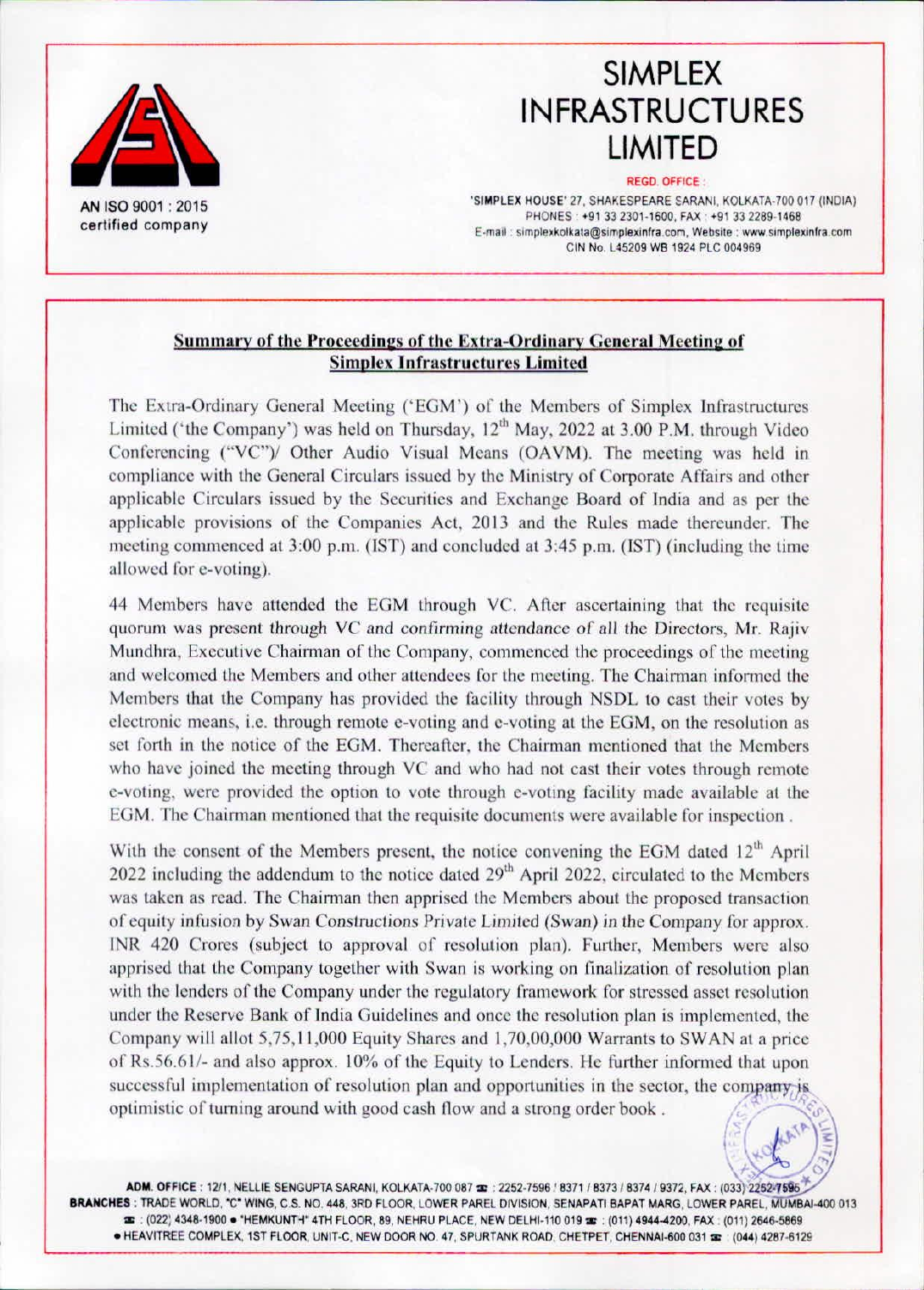# SIMPLEX INFRASTRUCTURES LIMITED

AN ISO 9001 : 2015 certified company

REGD. OFFICE :
'SIMPLEX HOUSE' 27, SHAKESPEARE SARANI, KOLKATA-700 017 (INDIA)
PHONES : +91 33 2301-1600, FAX : +91 33 2289-1468
E-mail : simplexkolkata@simplexinfra.com, Website : www.simplexinfra.com
CIN No. L45209 WB 1924 PLC 004969

## Summary of the Proceedings of the Extra-Ordinary General Meeting of Simplex Infrastructures Limited

The Extra-Ordinary General Meeting ('EGM') of the Members of Simplex Infrastructures Limited ('the Company') was held on Thursday, 12th May, 2022 at 3.00 P.M. through Video Conferencing ("VC")/ Other Audio Visual Means (OAVM). The meeting was held in compliance with the General Circulars issued by the Ministry of Corporate Affairs and other applicable Circulars issued by the Securities and Exchange Board of India and as per the applicable provisions of the Companies Act, 2013 and the Rules made thereunder. The meeting commenced at 3:00 p.m. (IST) and concluded at 3:45 p.m. (IST) (including the time allowed for e-voting).

44 Members have attended the EGM through VC. After ascertaining that the requisite quorum was present through VC and confirming attendance of all the Directors, Mr. Rajiv Mundhra, Executive Chairman of the Company, commenced the proceedings of the meeting and welcomed the Members and other attendees for the meeting. The Chairman informed the Members that the Company has provided the facility through NSDL to cast their votes by electronic means, i.e. through remote e-voting and e-voting at the EGM, on the resolution as set forth in the notice of the EGM. Thereafter, the Chairman mentioned that the Members who have joined the meeting through VC and who had not cast their votes through remote e-voting, were provided the option to vote through e-voting facility made available at the EGM. The Chairman mentioned that the requisite documents were available for inspection .

With the consent of the Members present, the notice convening the EGM dated 12th April 2022 including the addendum to the notice dated 29th April 2022, circulated to the Members was taken as read. The Chairman then apprised the Members about the proposed transaction of equity infusion by Swan Constructions Private Limited (Swan) in the Company for approx. INR 420 Crores (subject to approval of resolution plan). Further, Members were also apprised that the Company together with Swan is working on finalization of resolution plan with the lenders of the Company under the regulatory framework for stressed asset resolution under the Reserve Bank of India Guidelines and once the resolution plan is implemented, the Company will allot 5,75,11,000 Equity Shares and 1,70,00,000 Warrants to SWAN at a price of Rs.56.61/- and also approx. 10% of the Equity to Lenders. He further informed that upon successful implementation of resolution plan and opportunities in the sector, the company is optimistic of turning around with good cash flow and a strong order book .

ADM. OFFICE : 12/1, NELLIE SENGUPTA SARANI, KOLKATA-700 087 ☎ : 2252-7596 / 8371 / 8373 / 8374 / 9372, FAX : (033) 2252-7595
BRANCHES : TRADE WORLD, "C" WING, C.S. NO. 448, 3RD FLOOR, LOWER PAREL DIVISION, SENAPATI BAPAT MARG, LOWER PAREL, MUMBAI-400 013 ☎ : (022) 4348-1900 • "HEMKUNT-I" 4TH FLOOR, 89, NEHRU PLACE, NEW DELHI-110 019 ☎ : (011) 4944-4200, FAX : (011) 2646-5869 • HEAVITREE COMPLEX, 1ST FLOOR, UNIT-C, NEW DOOR NO. 47, SPURTANK ROAD, CHETPET, CHENNAI-600 031 ☎ : (044) 4287-6129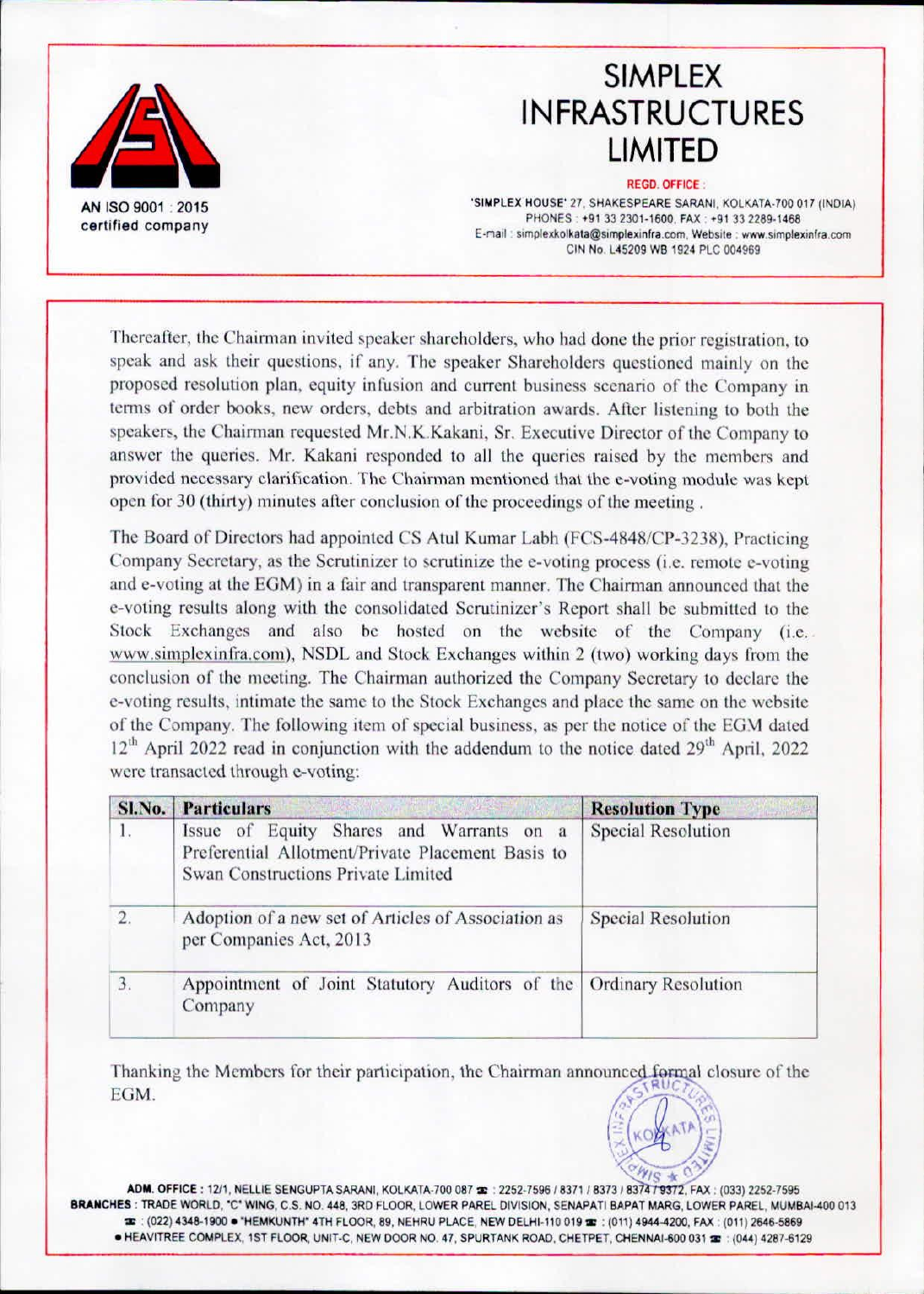# SIMPLEX INFRASTRUCTURES LIMITED

AN ISO 9001 : 2015 certified company

REGD. OFFICE :
'SIMPLEX HOUSE' 27, SHAKESPEARE SARANI, KOLKATA-700 017 (INDIA)
PHONES : +91 33 2301-1600, FAX : +91 33 2289-1468
E-mail : simplexkolkata@simplexinfra.com, Website : www.simplexinfra.com
CIN No. L45209 WB 1924 PLC 004969

Thereafter, the Chairman invited speaker shareholders, who had done the prior registration, to speak and ask their questions, if any. The speaker Shareholders questioned mainly on the proposed resolution plan, equity infusion and current business scenario of the Company in terms of order books, new orders, debts and arbitration awards. After listening to both the speakers, the Chairman requested Mr.N.K.Kakani, Sr. Executive Director of the Company to answer the queries. Mr. Kakani responded to all the queries raised by the members and provided necessary clarification. The Chairman mentioned that the e-voting module was kept open for 30 (thirty) minutes after conclusion of the proceedings of the meeting .

The Board of Directors had appointed CS Atul Kumar Labh (FCS-4848/CP-3238), Practicing Company Secretary, as the Scrutinizer to scrutinize the e-voting process (i.e. remote e-voting and e-voting at the EGM) in a fair and transparent manner. The Chairman announced that the e-voting results along with the consolidated Scrutinizer's Report shall be submitted to the Stock Exchanges and also be hosted on the website of the Company (i.e. www.simplexinfra.com), NSDL and Stock Exchanges within 2 (two) working days from the conclusion of the meeting. The Chairman authorized the Company Secretary to declare the e-voting results, intimate the same to the Stock Exchanges and place the same on the website of the Company. The following item of special business, as per the notice of the EGM dated 12th April 2022 read in conjunction with the addendum to the notice dated 29th April, 2022 were transacted through e-voting:

| Sl.No. | Particulars | Resolution Type |
|---|---|---|
| 1. | Issue of Equity Shares and Warrants on a Preferential Allotment/Private Placement Basis to Swan Constructions Private Limited | Special Resolution |
| 2. | Adoption of a new set of Articles of Association as per Companies Act, 2013 | Special Resolution |
| 3. | Appointment of Joint Statutory Auditors of the Company | Ordinary Resolution |

Thanking the Members for their participation, the Chairman announced formal closure of the EGM.

ADM. OFFICE : 12/1, NELLIE SENGUPTA SARANI, KOLKATA-700 087 ☎ : 2252-7596 / 8371 / 8373 / 8374 / 9372, FAX : (033) 2252-7595
BRANCHES : TRADE WORLD, "C" WING, C.S. NO. 448, 3RD FLOOR, LOWER PAREL DIVISION, SENAPATI BAPAT MARG, LOWER PAREL, MUMBAI-400 013 ☎ : (022) 4348-1900 • "HEMKUNTH" 4TH FLOOR, 89, NEHRU PLACE, NEW DELHI-110 019 ☎ : (011) 4944-4200, FAX : (011) 2646-5869 • HEAVITREE COMPLEX, 1ST FLOOR, UNIT-C, NEW DOOR NO. 47, SPURTANK ROAD, CHETPET, CHENNAI-600 031 ☎ : (044) 4287-6129